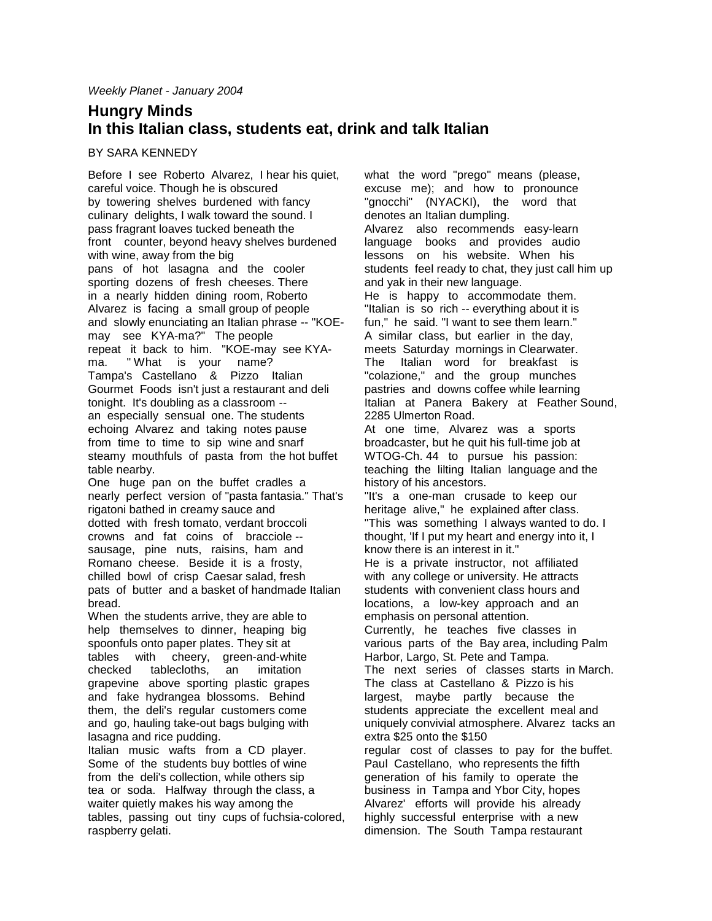*Weekly Planet - January 2004*

# Hungry Minds
## In this Italian class, students eat, drink and talk Italian

BY SARA KENNEDY

Before I see Roberto Alvarez, I hear his quiet, careful voice. Though he is obscured by towering shelves burdened with fancy culinary delights, I walk toward the sound. I pass fragrant loaves tucked beneath the front counter, beyond heavy shelves burdened with wine, away from the big pans of hot lasagna and the cooler sporting dozens of fresh cheeses. There in a nearly hidden dining room, Roberto Alvarez is facing a small group of people and slowly enunciating an Italian phrase -- "KOE-may see KYA-ma?" The people repeat it back to him. "KOE-may see KYA-ma. " What is your name?

Tampa's Castellano & Pizzo Italian Gourmet Foods isn't just a restaurant and deli tonight. It's doubling as a classroom -- an especially sensual one. The students echoing Alvarez and taking notes pause from time to time to sip wine and snarf steamy mouthfuls of pasta from the hot buffet table nearby.

One huge pan on the buffet cradles a nearly perfect version of "pasta fantasia." That's rigatoni bathed in creamy sauce and dotted with fresh tomato, verdant broccoli crowns and fat coins of bracciole -- sausage, pine nuts, raisins, ham and Romano cheese. Beside it is a frosty, chilled bowl of crisp Caesar salad, fresh pats of butter and a basket of handmade Italian bread.

When the students arrive, they are able to help themselves to dinner, heaping big spoonfuls onto paper plates. They sit at tables with cheery, green-and-white checked tablecloths, an imitation grapevine above sporting plastic grapes and fake hydrangea blossoms. Behind them, the deli's regular customers come and go, hauling take-out bags bulging with lasagna and rice pudding.

Italian music wafts from a CD player. Some of the students buy bottles of wine from the deli's collection, while others sip tea or soda. Halfway through the class, a waiter quietly makes his way among the tables, passing out tiny cups of fuchsia-colored, raspberry gelati.

what the word "prego" means (please, excuse me); and how to pronounce "gnocchi" (NYACKI), the word that denotes an Italian dumpling.

Alvarez also recommends easy-learn language books and provides audio lessons on his website. When his students feel ready to chat, they just call him up and yak in their new language.

He is happy to accommodate them. "Italian is so rich -- everything about it is fun," he said. "I want to see them learn."

A similar class, but earlier in the day, meets Saturday mornings in Clearwater. The Italian word for breakfast is "colazione," and the group munches pastries and downs coffee while learning Italian at Panera Bakery at Feather Sound, 2285 Ulmerton Road.

At one time, Alvarez was a sports broadcaster, but he quit his full-time job at WTOG-Ch. 44 to pursue his passion: teaching the lilting Italian language and the history of his ancestors.

"It's a one-man crusade to keep our heritage alive," he explained after class. "This was something I always wanted to do. I thought, 'If I put my heart and energy into it, I know there is an interest in it."

He is a private instructor, not affiliated with any college or university. He attracts students with convenient class hours and locations, a low-key approach and an emphasis on personal attention.

Currently, he teaches five classes in various parts of the Bay area, including Palm Harbor, Largo, St. Pete and Tampa.

The next series of classes starts in March. The class at Castellano & Pizzo is his largest, maybe partly because the students appreciate the excellent meal and uniquely convivial atmosphere. Alvarez tacks an extra $25 onto the $150 regular cost of classes to pay for the buffet.

Paul Castellano, who represents the fifth generation of his family to operate the business in Tampa and Ybor City, hopes Alvarez' efforts will provide his already highly successful enterprise with a new dimension. The South Tampa restaurant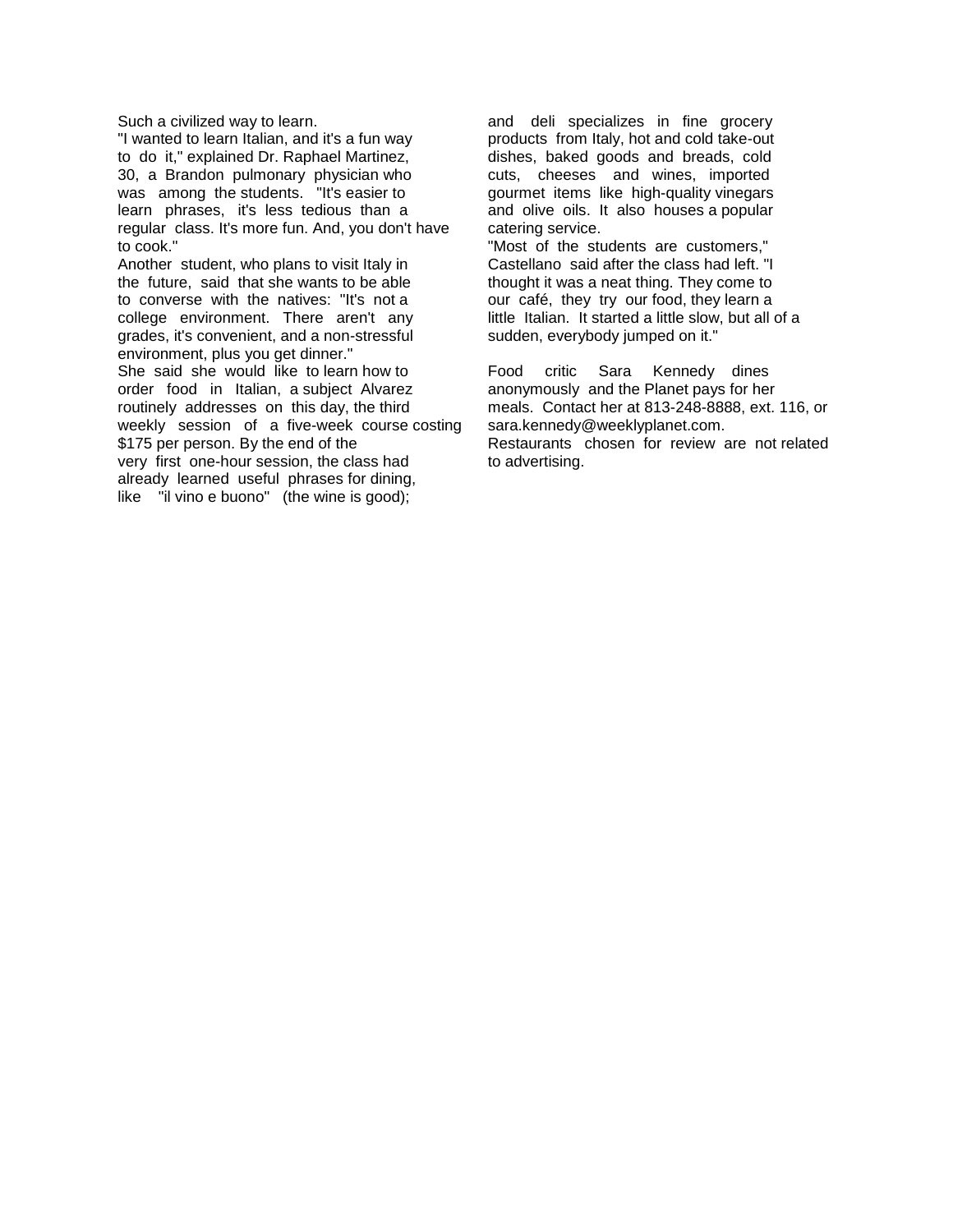Such a civilized way to learn.

"I wanted to learn Italian, and it's a fun way to do it," explained Dr. Raphael Martinez, 30, a Brandon pulmonary physician who was among the students. "It's easier to learn phrases, it's less tedious than a regular class. It's more fun. And, you don't have to cook."

Another student, who plans to visit Italy in the future, said that she wants to be able to converse with the natives: "It's not a college environment. There aren't any grades, it's convenient, and a non-stressful environment, plus you get dinner."

She said she would like to learn how to order food in Italian, a subject Alvarez routinely addresses on this day, the third weekly session of a five-week course costing $175 per person. By the end of the very first one-hour session, the class had already learned useful phrases for dining, like "il vino e buono" (the wine is good); and deli specializes in fine grocery products from Italy, hot and cold take-out dishes, baked goods and breads, cold cuts, cheeses and wines, imported gourmet items like high-quality vinegars and olive oils. It also houses a popular catering service.

"Most of the students are customers," Castellano said after the class had left. "I thought it was a neat thing. They come to our café, they try our food, they learn a little Italian. It started a little slow, but all of a sudden, everybody jumped on it."

Food critic Sara Kennedy dines anonymously and the Planet pays for her meals. Contact her at 813-248-8888, ext. 116, or sara.kennedy@weeklyplanet.com.

Restaurants chosen for review are not related to advertising.